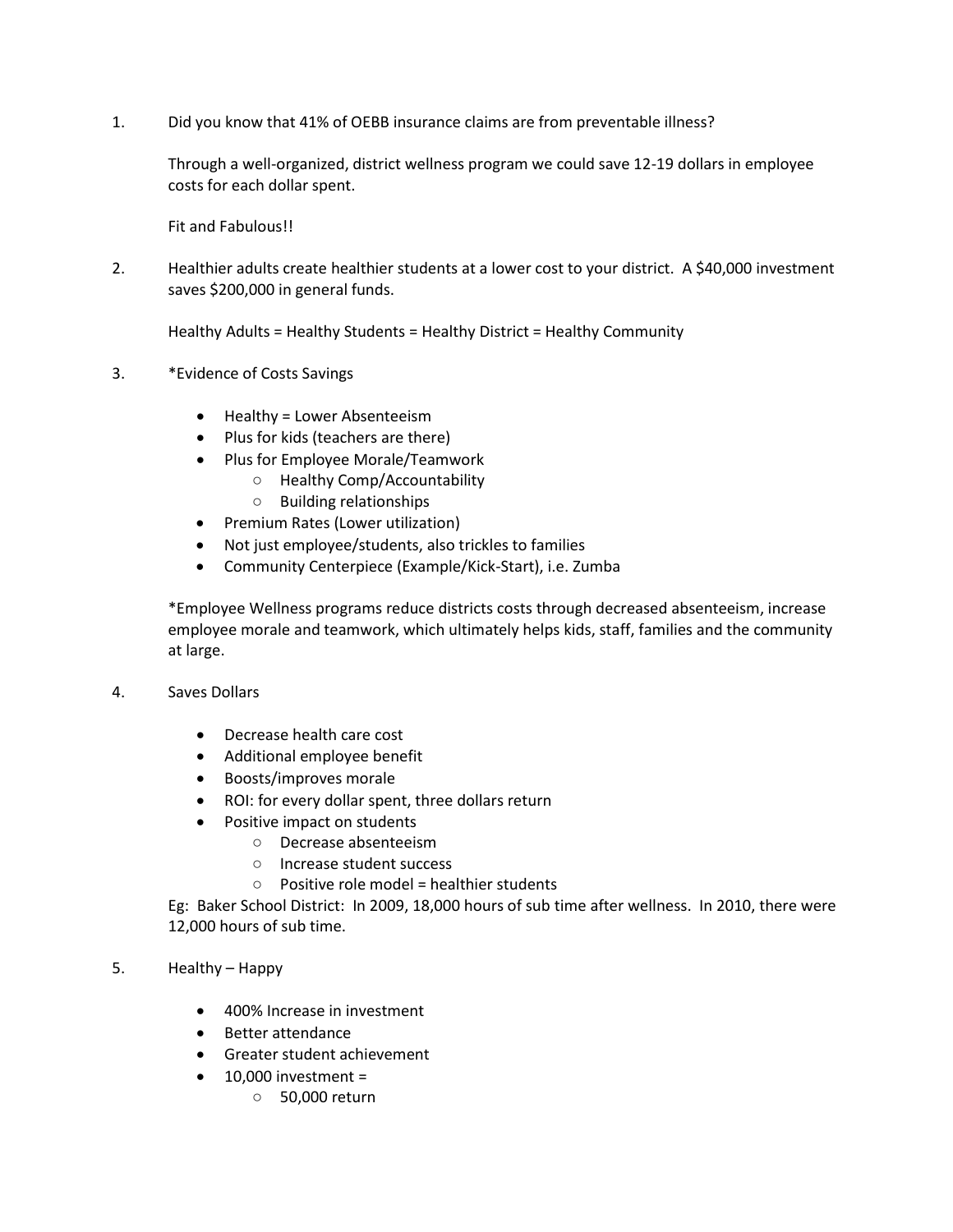1. Did you know that 41% of OEBB insurance claims are from preventable illness?

   Through a well-organized, district wellness program we could save 12-19 dollars in employee costs for each dollar spent.

   Fit and Fabulous!!

2. Healthier adults create healthier students at a lower cost to your district. A $40,000 investment saves $200,000 in general funds.

   Healthy Adults = Healthy Students = Healthy District = Healthy Community

3. *Evidence of Costs Savings

   - Healthy = Lower Absenteeism
   - Plus for kids (teachers are there)
   - Plus for Employee Morale/Teamwork
     - Healthy Comp/Accountability
     - Building relationships
   - Premium Rates (Lower utilization)
   - Not just employee/students, also trickles to families
   - Community Centerpiece (Example/Kick-Start), i.e. Zumba

   *Employee Wellness programs reduce districts costs through decreased absenteeism, increase employee morale and teamwork, which ultimately helps kids, staff, families and the community at large.

4. Saves Dollars

   - Decrease health care cost
   - Additional employee benefit
   - Boosts/improves morale
   - ROI: for every dollar spent, three dollars return
   - Positive impact on students
     - Decrease absenteeism
     - Increase student success
     - Positive role model = healthier students

   Eg: Baker School District: In 2009, 18,000 hours of sub time after wellness. In 2010, there were 12,000 hours of sub time.

5. Healthy – Happy

   - 400% Increase in investment
   - Better attendance
   - Greater student achievement
   - 10,000 investment =
     - 50,000 return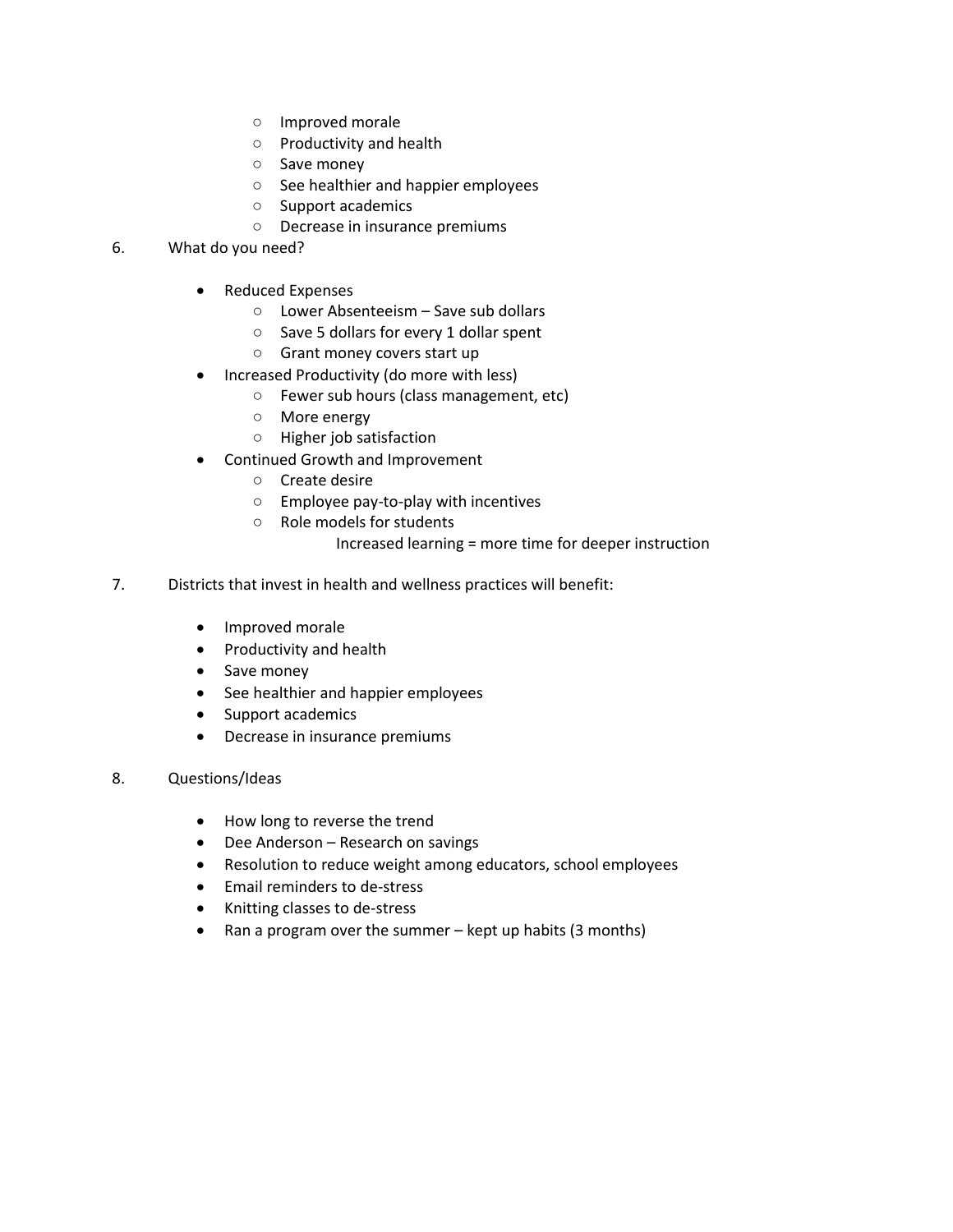- Improved morale
  - Productivity and health
  - Save money
  - See healthier and happier employees
  - Support academics
  - Decrease in insurance premiums

6. What do you need?

   - Reduced Expenses
     - Lower Absenteeism – Save sub dollars
     - Save 5 dollars for every 1 dollar spent
     - Grant money covers start up
   - Increased Productivity (do more with less)
     - Fewer sub hours (class management, etc)
     - More energy
     - Higher job satisfaction
   - Continued Growth and Improvement
     - Create desire
     - Employee pay-to-play with incentives
     - Role models for students

       Increased learning = more time for deeper instruction

7. Districts that invest in health and wellness practices will benefit:

   - Improved morale
   - Productivity and health
   - Save money
   - See healthier and happier employees
   - Support academics
   - Decrease in insurance premiums

8. Questions/Ideas

   - How long to reverse the trend
   - Dee Anderson – Research on savings
   - Resolution to reduce weight among educators, school employees
   - Email reminders to de-stress
   - Knitting classes to de-stress
   - Ran a program over the summer – kept up habits (3 months)